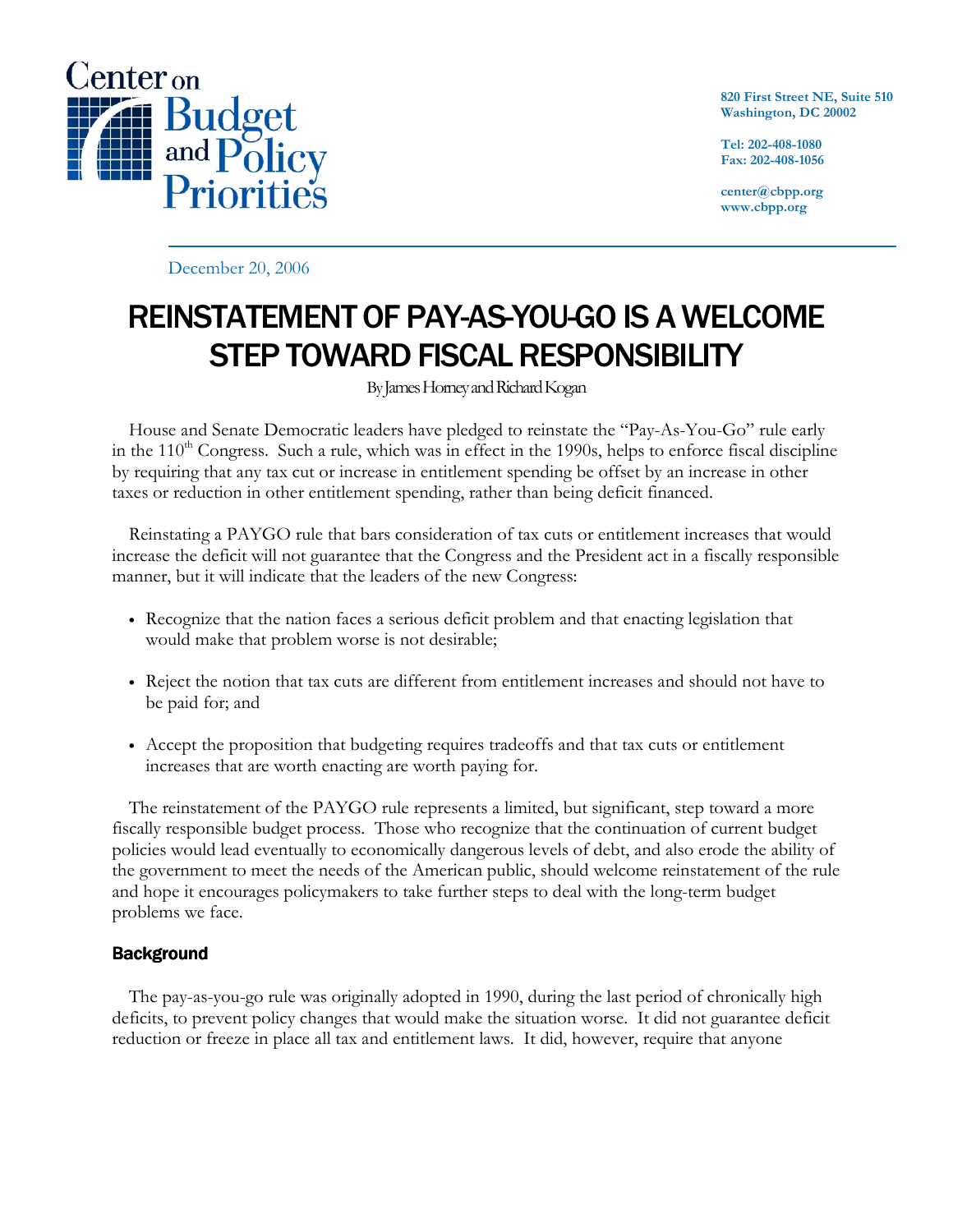Center on Budget and Policy Priorities

820 First Street NE, Suite 510
Washington, DC 20002

Tel: 202-408-1080
Fax: 202-408-1056

center@cbpp.org
www.cbpp.org

December 20, 2006

# REINSTATEMENT OF PAY-AS-YOU-GO IS A WELCOME STEP TOWARD FISCAL RESPONSIBILITY

By James Horney and Richard Kogan

House and Senate Democratic leaders have pledged to reinstate the "Pay-As-You-Go" rule early in the 110th Congress. Such a rule, which was in effect in the 1990s, helps to enforce fiscal discipline by requiring that any tax cut or increase in entitlement spending be offset by an increase in other taxes or reduction in other entitlement spending, rather than being deficit financed.

Reinstating a PAYGO rule that bars consideration of tax cuts or entitlement increases that would increase the deficit will not guarantee that the Congress and the President act in a fiscally responsible manner, but it will indicate that the leaders of the new Congress:

- Recognize that the nation faces a serious deficit problem and that enacting legislation that would make that problem worse is not desirable;
- Reject the notion that tax cuts are different from entitlement increases and should not have to be paid for; and
- Accept the proposition that budgeting requires tradeoffs and that tax cuts or entitlement increases that are worth enacting are worth paying for.

The reinstatement of the PAYGO rule represents a limited, but significant, step toward a more fiscally responsible budget process. Those who recognize that the continuation of current budget policies would lead eventually to economically dangerous levels of debt, and also erode the ability of the government to meet the needs of the American public, should welcome reinstatement of the rule and hope it encourages policymakers to take further steps to deal with the long-term budget problems we face.

## Background

The pay-as-you-go rule was originally adopted in 1990, during the last period of chronically high deficits, to prevent policy changes that would make the situation worse. It did not guarantee deficit reduction or freeze in place all tax and entitlement laws. It did, however, require that anyone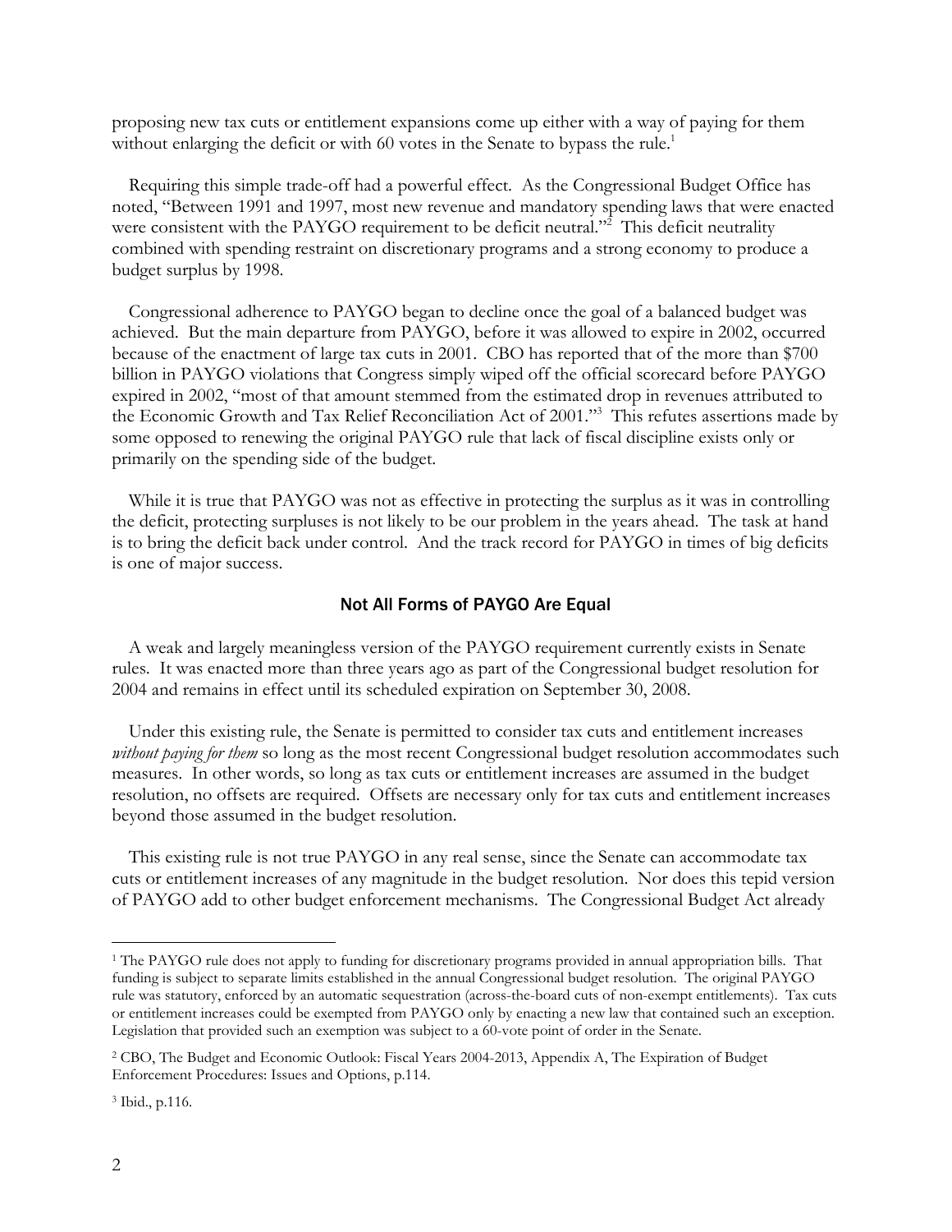proposing new tax cuts or entitlement expansions come up either with a way of paying for them without enlarging the deficit or with 60 votes in the Senate to bypass the rule.[1]

Requiring this simple trade-off had a powerful effect. As the Congressional Budget Office has noted, "Between 1991 and 1997, most new revenue and mandatory spending laws that were enacted were consistent with the PAYGO requirement to be deficit neutral."[2] This deficit neutrality combined with spending restraint on discretionary programs and a strong economy to produce a budget surplus by 1998.

Congressional adherence to PAYGO began to decline once the goal of a balanced budget was achieved. But the main departure from PAYGO, before it was allowed to expire in 2002, occurred because of the enactment of large tax cuts in 2001. CBO has reported that of the more than $700 billion in PAYGO violations that Congress simply wiped off the official scorecard before PAYGO expired in 2002, "most of that amount stemmed from the estimated drop in revenues attributed to the Economic Growth and Tax Relief Reconciliation Act of 2001."[3] This refutes assertions made by some opposed to renewing the original PAYGO rule that lack of fiscal discipline exists only or primarily on the spending side of the budget.

While it is true that PAYGO was not as effective in protecting the surplus as it was in controlling the deficit, protecting surpluses is not likely to be our problem in the years ahead. The task at hand is to bring the deficit back under control. And the track record for PAYGO in times of big deficits is one of major success.

## Not All Forms of PAYGO Are Equal

A weak and largely meaningless version of the PAYGO requirement currently exists in Senate rules. It was enacted more than three years ago as part of the Congressional budget resolution for 2004 and remains in effect until its scheduled expiration on September 30, 2008.

Under this existing rule, the Senate is permitted to consider tax cuts and entitlement increases *without paying for them* so long as the most recent Congressional budget resolution accommodates such measures. In other words, so long as tax cuts or entitlement increases are assumed in the budget resolution, no offsets are required. Offsets are necessary only for tax cuts and entitlement increases beyond those assumed in the budget resolution.

This existing rule is not true PAYGO in any real sense, since the Senate can accommodate tax cuts or entitlement increases of any magnitude in the budget resolution. Nor does this tepid version of PAYGO add to other budget enforcement mechanisms. The Congressional Budget Act already

---

[1] The PAYGO rule does not apply to funding for discretionary programs provided in annual appropriation bills. That funding is subject to separate limits established in the annual Congressional budget resolution. The original PAYGO rule was statutory, enforced by an automatic sequestration (across-the-board cuts of non-exempt entitlements). Tax cuts or entitlement increases could be exempted from PAYGO only by enacting a new law that contained such an exception. Legislation that provided such an exemption was subject to a 60-vote point of order in the Senate.

[2] CBO, The Budget and Economic Outlook: Fiscal Years 2004-2013, Appendix A, The Expiration of Budget Enforcement Procedures: Issues and Options, p.114.

[3] Ibid., p.116.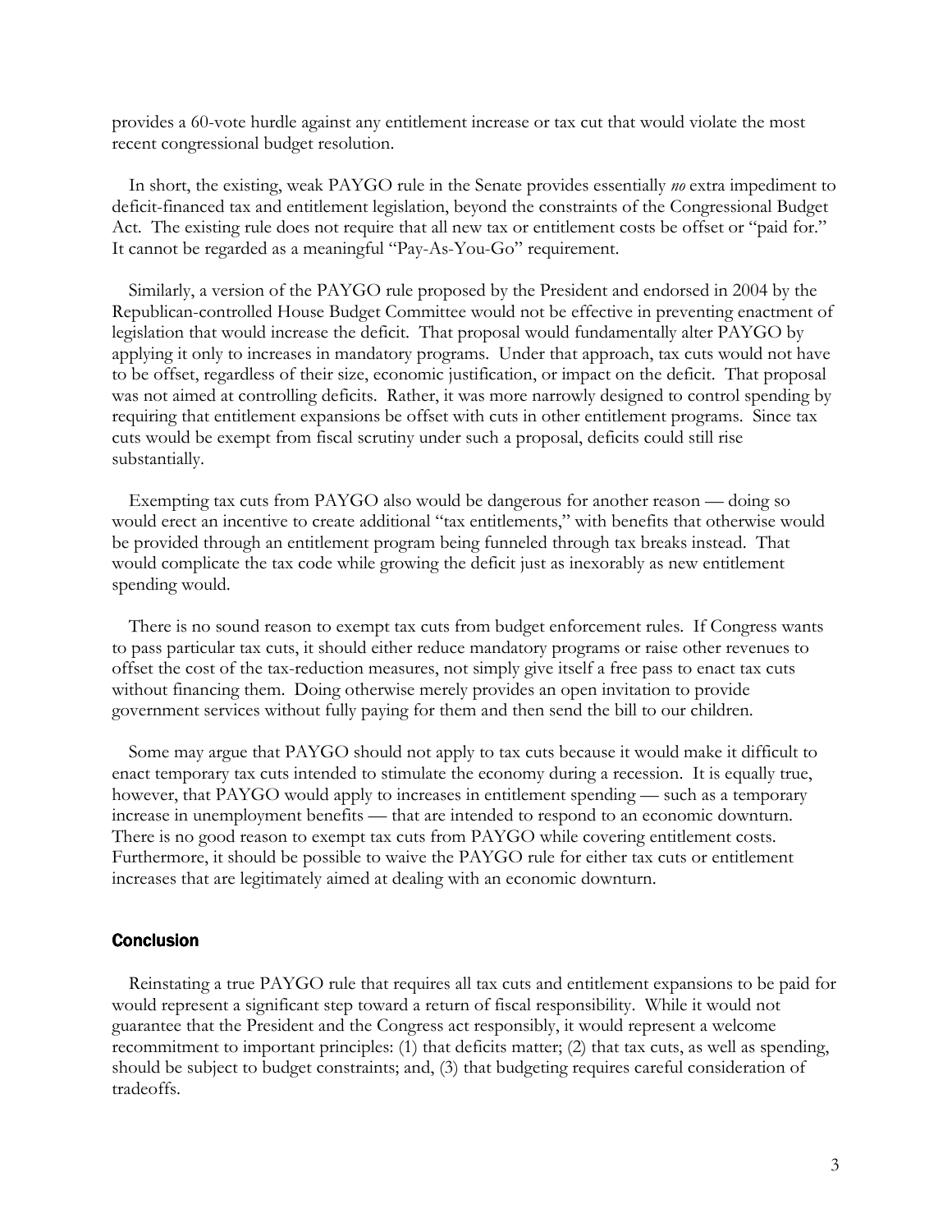provides a 60-vote hurdle against any entitlement increase or tax cut that would violate the most recent congressional budget resolution.

In short, the existing, weak PAYGO rule in the Senate provides essentially *no* extra impediment to deficit-financed tax and entitlement legislation, beyond the constraints of the Congressional Budget Act. The existing rule does not require that all new tax or entitlement costs be offset or "paid for." It cannot be regarded as a meaningful "Pay-As-You-Go" requirement.

Similarly, a version of the PAYGO rule proposed by the President and endorsed in 2004 by the Republican-controlled House Budget Committee would not be effective in preventing enactment of legislation that would increase the deficit. That proposal would fundamentally alter PAYGO by applying it only to increases in mandatory programs. Under that approach, tax cuts would not have to be offset, regardless of their size, economic justification, or impact on the deficit. That proposal was not aimed at controlling deficits. Rather, it was more narrowly designed to control spending by requiring that entitlement expansions be offset with cuts in other entitlement programs. Since tax cuts would be exempt from fiscal scrutiny under such a proposal, deficits could still rise substantially.

Exempting tax cuts from PAYGO also would be dangerous for another reason — doing so would erect an incentive to create additional "tax entitlements," with benefits that otherwise would be provided through an entitlement program being funneled through tax breaks instead. That would complicate the tax code while growing the deficit just as inexorably as new entitlement spending would.

There is no sound reason to exempt tax cuts from budget enforcement rules. If Congress wants to pass particular tax cuts, it should either reduce mandatory programs or raise other revenues to offset the cost of the tax-reduction measures, not simply give itself a free pass to enact tax cuts without financing them. Doing otherwise merely provides an open invitation to provide government services without fully paying for them and then send the bill to our children.

Some may argue that PAYGO should not apply to tax cuts because it would make it difficult to enact temporary tax cuts intended to stimulate the economy during a recession. It is equally true, however, that PAYGO would apply to increases in entitlement spending — such as a temporary increase in unemployment benefits — that are intended to respond to an economic downturn. There is no good reason to exempt tax cuts from PAYGO while covering entitlement costs. Furthermore, it should be possible to waive the PAYGO rule for either tax cuts or entitlement increases that are legitimately aimed at dealing with an economic downturn.

## Conclusion

Reinstating a true PAYGO rule that requires all tax cuts and entitlement expansions to be paid for would represent a significant step toward a return of fiscal responsibility. While it would not guarantee that the President and the Congress act responsibly, it would represent a welcome recommitment to important principles: (1) that deficits matter; (2) that tax cuts, as well as spending, should be subject to budget constraints; and, (3) that budgeting requires careful consideration of tradeoffs.